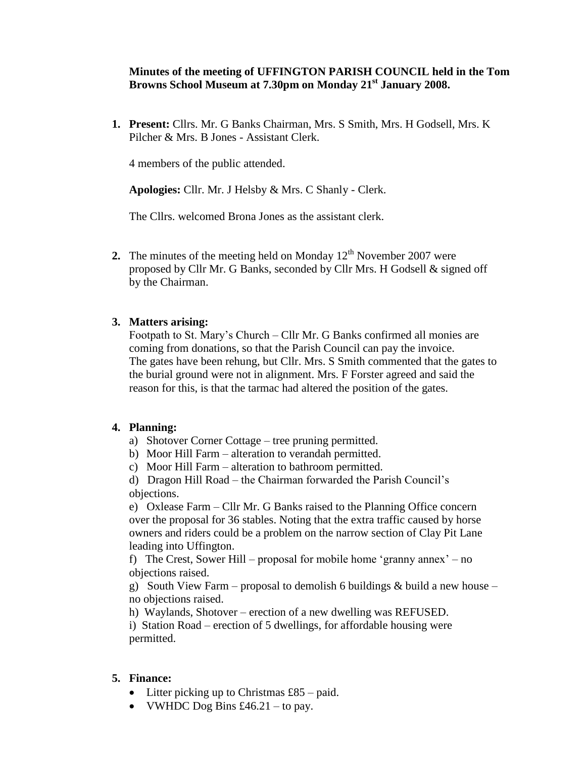**Minutes of the meeting of UFFINGTON PARISH COUNCIL held in the Tom Browns School Museum at 7.30pm on Monday 21st January 2008.**

1. **Present:** Cllrs. Mr. G Banks Chairman, Mrs. S Smith, Mrs. H Godsell, Mrs. K Pilcher & Mrs. B Jones - Assistant Clerk.

   4 members of the public attended.

   **Apologies:** Cllr. Mr. J Helsby & Mrs. C Shanly - Clerk.

   The Cllrs. welcomed Brona Jones as the assistant clerk.

2. The minutes of the meeting held on Monday 12th November 2007 were proposed by Cllr Mr. G Banks, seconded by Cllr Mrs. H Godsell & signed off by the Chairman.

3. **Matters arising:**
   Footpath to St. Mary's Church – Cllr Mr. G Banks confirmed all monies are coming from donations, so that the Parish Council can pay the invoice.
   The gates have been rehung, but Cllr. Mrs. S Smith commented that the gates to the burial ground were not in alignment. Mrs. F Forster agreed and said the reason for this, is that the tarmac had altered the position of the gates.

4. **Planning:**
   a) Shotover Corner Cottage – tree pruning permitted.
   b) Moor Hill Farm – alteration to verandah permitted.
   c) Moor Hill Farm – alteration to bathroom permitted.
   d) Dragon Hill Road – the Chairman forwarded the Parish Council's objections.
   e) Oxlease Farm – Cllr Mr. G Banks raised to the Planning Office concern over the proposal for 36 stables. Noting that the extra traffic caused by horse owners and riders could be a problem on the narrow section of Clay Pit Lane leading into Uffington.
   f) The Crest, Sower Hill – proposal for mobile home 'granny annex' – no objections raised.
   g) South View Farm – proposal to demolish 6 buildings & build a new house – no objections raised.
   h) Waylands, Shotover – erection of a new dwelling was REFUSED.
   i) Station Road – erection of 5 dwellings, for affordable housing were permitted.

5. **Finance:**
   - Litter picking up to Christmas £85 – paid.
   - VWHDC Dog Bins £46.21 – to pay.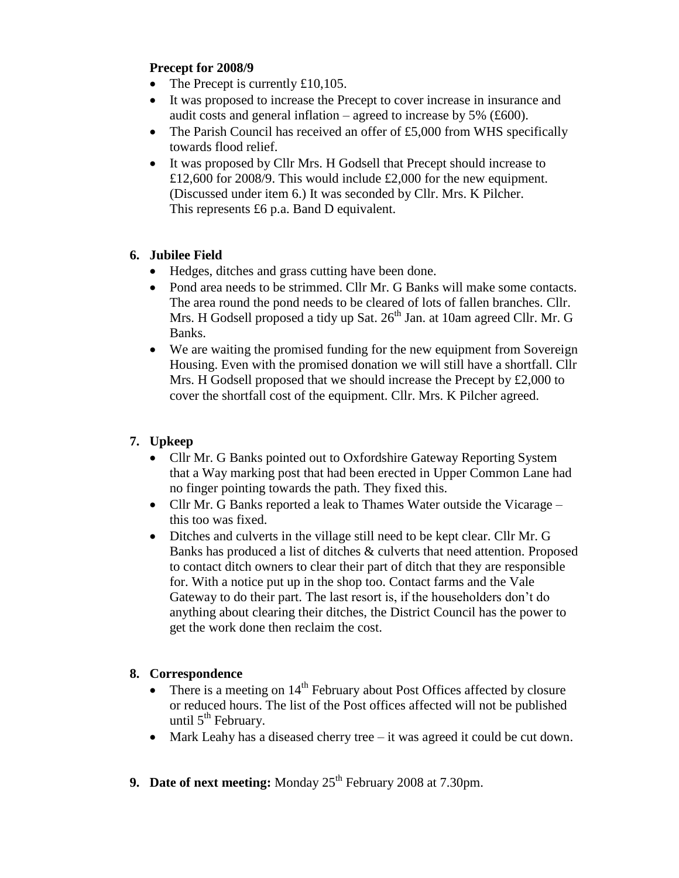**Precept for 2008/9**

- The Precept is currently £10,105.
- It was proposed to increase the Precept to cover increase in insurance and audit costs and general inflation – agreed to increase by 5% (£600).
- The Parish Council has received an offer of £5,000 from WHS specifically towards flood relief.
- It was proposed by Cllr Mrs. H Godsell that Precept should increase to £12,600 for 2008/9. This would include £2,000 for the new equipment. (Discussed under item 6.) It was seconded by Cllr. Mrs. K Pilcher. This represents £6 p.a. Band D equivalent.

**6. Jubilee Field**

- Hedges, ditches and grass cutting have been done.
- Pond area needs to be strimmed. Cllr Mr. G Banks will make some contacts. The area round the pond needs to be cleared of lots of fallen branches. Cllr. Mrs. H Godsell proposed a tidy up Sat. 26th Jan. at 10am agreed Cllr. Mr. G Banks.
- We are waiting the promised funding for the new equipment from Sovereign Housing. Even with the promised donation we will still have a shortfall. Cllr Mrs. H Godsell proposed that we should increase the Precept by £2,000 to cover the shortfall cost of the equipment. Cllr. Mrs. K Pilcher agreed.

**7. Upkeep**

- Cllr Mr. G Banks pointed out to Oxfordshire Gateway Reporting System that a Way marking post that had been erected in Upper Common Lane had no finger pointing towards the path. They fixed this.
- Cllr Mr. G Banks reported a leak to Thames Water outside the Vicarage – this too was fixed.
- Ditches and culverts in the village still need to be kept clear. Cllr Mr. G Banks has produced a list of ditches & culverts that need attention. Proposed to contact ditch owners to clear their part of ditch that they are responsible for. With a notice put up in the shop too. Contact farms and the Vale Gateway to do their part. The last resort is, if the householders don't do anything about clearing their ditches, the District Council has the power to get the work done then reclaim the cost.

**8. Correspondence**

- There is a meeting on 14th February about Post Offices affected by closure or reduced hours. The list of the Post offices affected will not be published until 5th February.
- Mark Leahy has a diseased cherry tree – it was agreed it could be cut down.

**9. Date of next meeting:** Monday 25th February 2008 at 7.30pm.